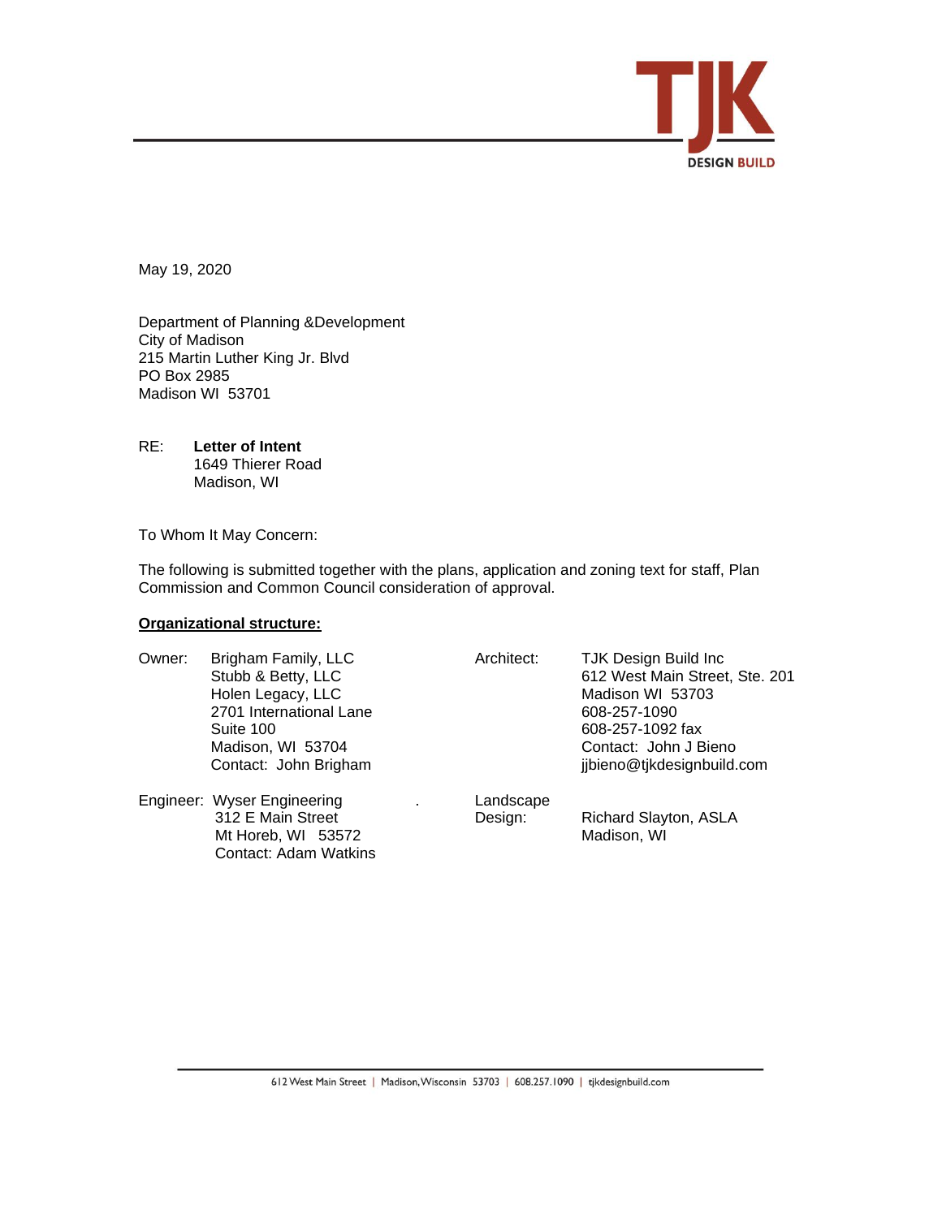May 19, 2020

Department of Planning &Development  
City of Madison  
215 Martin Luther King Jr. Blvd  
PO Box 2985  
Madison WI 53701

RE: **Letter of Intent**  
1649 Thierer Road  
Madison, WI

To Whom It May Concern:

The following is submitted together with the plans, application and zoning text for staff, Plan Commission and Common Council consideration of approval.

**Organizational structure:**

Owner: Brigham Family, LLC  
Stubb & Betty, LLC  
Holen Legacy, LLC  
2701 International Lane  
Suite 100  
Madison, WI 53704  
Contact: John Brigham

Architect: TJK Design Build Inc  
612 West Main Street, Ste. 201  
Madison WI 53703  
608-257-1090  
608-257-1092 fax  
Contact: John J Bieno  
jjbieno@tjkdesignbuild.com

Engineer: Wyser Engineering  
312 E Main Street  
Mt Horeb, WI 53572  
Contact: Adam Watkins

Landscape Design: Richard Slayton, ASLA  
Madison, WI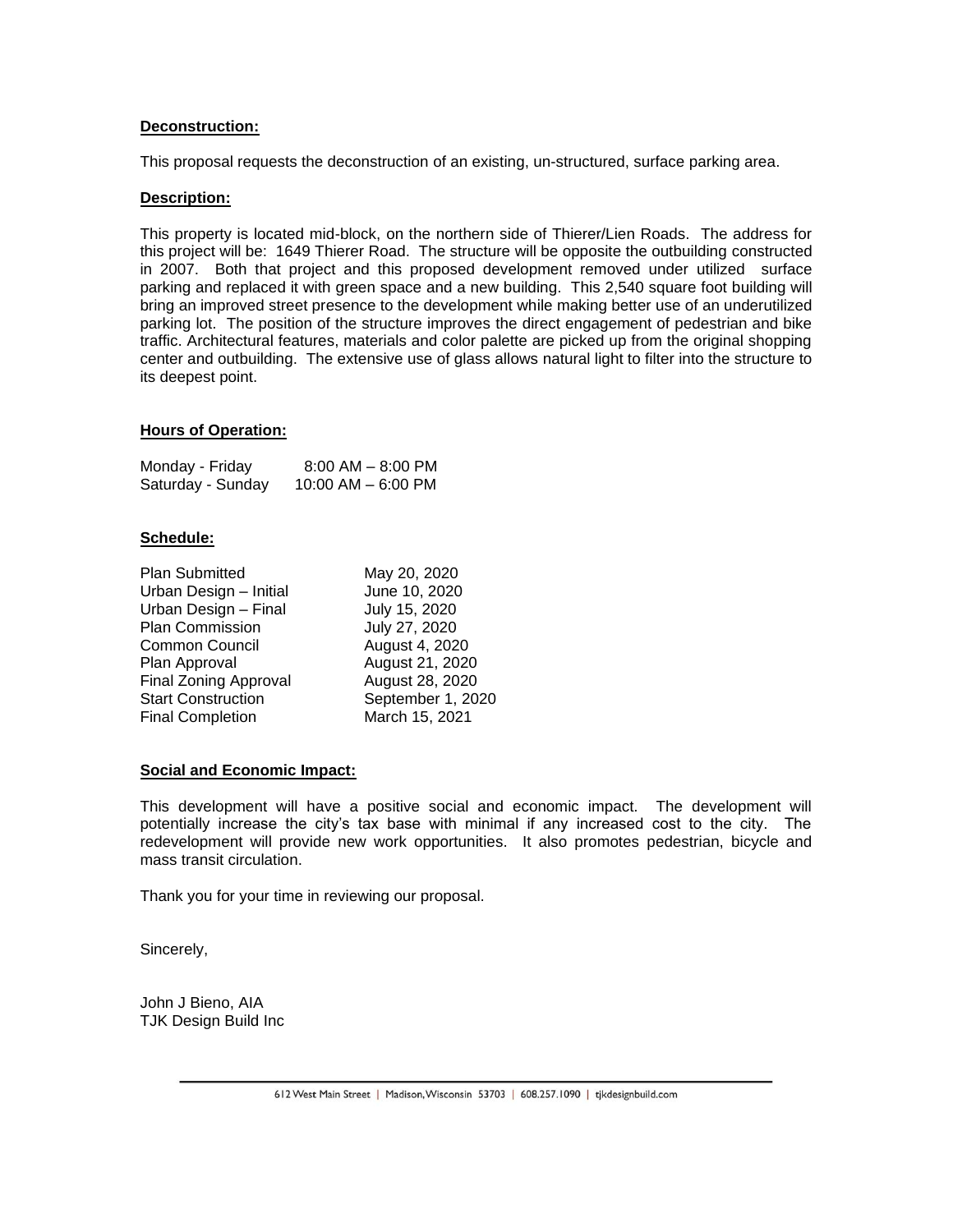**Deconstruction:**

This proposal requests the deconstruction of an existing, un-structured, surface parking area.

**Description:**

This property is located mid-block, on the northern side of Thierer/Lien Roads. The address for this project will be: 1649 Thierer Road. The structure will be opposite the outbuilding constructed in 2007. Both that project and this proposed development removed under utilized surface parking and replaced it with green space and a new building. This 2,540 square foot building will bring an improved street presence to the development while making better use of an underutilized parking lot. The position of the structure improves the direct engagement of pedestrian and bike traffic. Architectural features, materials and color palette are picked up from the original shopping center and outbuilding. The extensive use of glass allows natural light to filter into the structure to its deepest point.

**Hours of Operation:**

| | |
|---|---|
| Monday - Friday | 8:00 AM – 8:00 PM |
| Saturday - Sunday | 10:00 AM – 6:00 PM |

**Schedule:**

| | |
|---|---|
| Plan Submitted | May 20, 2020 |
| Urban Design – Initial | June 10, 2020 |
| Urban Design – Final | July 15, 2020 |
| Plan Commission | July 27, 2020 |
| Common Council | August 4, 2020 |
| Plan Approval | August 21, 2020 |
| Final Zoning Approval | August 28, 2020 |
| Start Construction | September 1, 2020 |
| Final Completion | March 15, 2021 |

**Social and Economic Impact:**

This development will have a positive social and economic impact. The development will potentially increase the city's tax base with minimal if any increased cost to the city. The redevelopment will provide new work opportunities. It also promotes pedestrian, bicycle and mass transit circulation.

Thank you for your time in reviewing our proposal.

Sincerely,

John J Bieno, AIA
TJK Design Build Inc

612 West Main Street | Madison, Wisconsin 53703 | 608.257.1090 | tjkdesignbuild.com